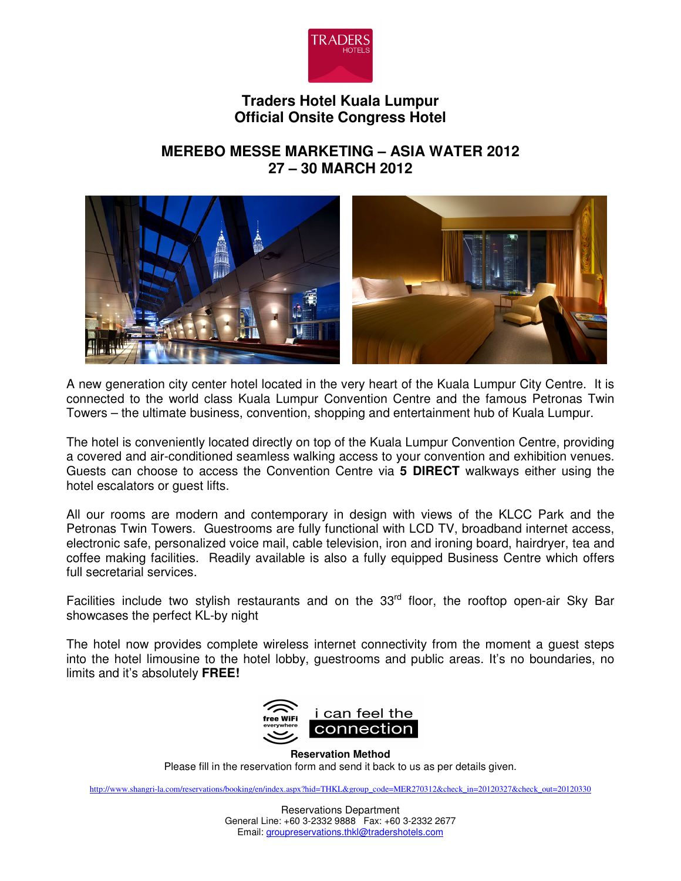TRADERS HOTELS

# Traders Hotel Kuala Lumpur
# Official Onsite Congress Hotel

## MEREBO MESSE MARKETING – ASIA WATER 2012
## 27 – 30 MARCH 2012

A new generation city center hotel located in the very heart of the Kuala Lumpur City Centre. It is connected to the world class Kuala Lumpur Convention Centre and the famous Petronas Twin Towers – the ultimate business, convention, shopping and entertainment hub of Kuala Lumpur.

The hotel is conveniently located directly on top of the Kuala Lumpur Convention Centre, providing a covered and air-conditioned seamless walking access to your convention and exhibition venues. Guests can choose to access the Convention Centre via **5 DIRECT** walkways either using the hotel escalators or guest lifts.

All our rooms are modern and contemporary in design with views of the KLCC Park and the Petronas Twin Towers. Guestrooms are fully functional with LCD TV, broadband internet access, electronic safe, personalized voice mail, cable television, iron and ironing board, hairdryer, tea and coffee making facilities. Readily available is also a fully equipped Business Centre which offers full secretarial services.

Facilities include two stylish restaurants and on the 33rd floor, the rooftop open-air Sky Bar showcases the perfect KL-by night

The hotel now provides complete wireless internet connectivity from the moment a guest steps into the hotel limousine to the hotel lobby, guestrooms and public areas. It's no boundaries, no limits and it's absolutely **FREE!**

free WiFi everywhere — i can feel the connection

**Reservation Method**

Please fill in the reservation form and send it back to us as per details given.

http://www.shangri-la.com/reservations/booking/en/index.aspx?hid=THKL&group_code=MER270312&check_in=20120327&check_out=20120330

Reservations Department
General Line: +60 3-2332 9888 Fax: +60 3-2332 2677
Email: groupreservations.thkl@tradershotels.com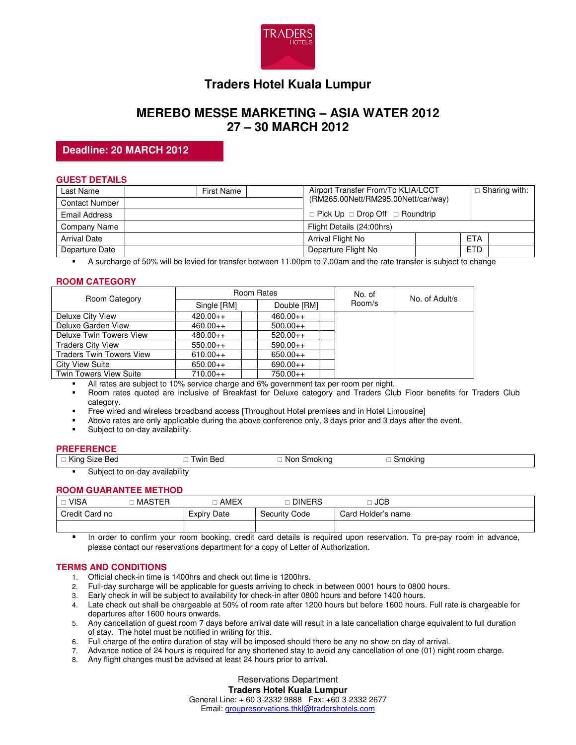TRADERS HOTELS

# Traders Hotel Kuala Lumpur

## MEREBO MESSE MARKETING – ASIA WATER 2012
## 27 – 30 MARCH 2012

**Deadline: 20 MARCH 2012**

### GUEST DETAILS

| | | | | | | | |
|---|---|---|---|---|---|---|---|
| Last Name | | First Name | | Airport Transfer From/To KLIA/LCCT (RM265.00Nett/RM295.00Nett/car/way) ☐ Pick Up ☐ Drop Off ☐ Roundtrip | | | ☐ Sharing with: |
| Contact Number | | | | | | | |
| Email Address | | | | | | | |
| Company Name | | | | Flight Details (24:00hrs) | | | |
| Arrival Date | | | | Arrival Flight No | | ETA | |
| Departure Date | | | | Departure Flight No | | ETD | |

- A surcharge of 50% will be levied for transfer between 11.00pm to 7.00am and the rate transfer is subject to change

### ROOM CATEGORY

| Room Category | Room Rates | | | | No. of Room/s | No. of Adult/s |
|---|---|---|---|---|---|---|
| | Single [RM] | | Double [RM] | | | |
| Deluxe City View | 420.00++ | | 460.00++ | | | |
| Deluxe Garden View | 460.00++ | | 500.00++ | | | |
| Deluxe Twin Towers View | 480.00++ | | 520.00++ | | | |
| Traders City View | 550.00++ | | 590.00++ | | | |
| Traders Twin Towers View | 610.00++ | | 650.00++ | | | |
| City View Suite | 650.00++ | | 690.00++ | | | |
| Twin Towers View Suite | 710.00++ | | 750.00++ | | | |

- All rates are subject to 10% service charge and 6% government tax per room per night.
- Room rates quoted are inclusive of Breakfast for Deluxe category and Traders Club Floor benefits for Traders Club category.
- Free wired and wireless broadband access [Throughout Hotel premises and in Hotel Limousine]
- Above rates are only applicable during the above conference only, 3 days prior and 3 days after the event.
- Subject to on-day availability.

### PREFERENCE

| | | | |
|---|---|---|---|
| ☐ King Size Bed | ☐ Twin Bed | ☐ Non Smoking | ☐ Smoking |

- Subject to on-day availability

### ROOM GUARANTEE METHOD

| | | | | |
|---|---|---|---|---|
| ☐ VISA ☐ MASTER | ☐ AMEX | ☐ DINERS | ☐ JCB | |
| Credit Card no | Expiry Date | Security Code | Card Holder's name | |
| | | | | |

- In order to confirm your room booking, credit card details is required upon reservation. To pre-pay room in advance, please contact our reservations department for a copy of Letter of Authorization.

### TERMS AND CONDITIONS

1. Official check-in time is 1400hrs and check out time is 1200hrs.
2. Full-day surcharge will be applicable for guests arriving to check in between 0001 hours to 0800 hours.
3. Early check in will be subject to availability for check-in after 0800 hours and before 1400 hours.
4. Late check out shall be chargeable at 50% of room rate after 1200 hours but before 1600 hours. Full rate is chargeable for departures after 1600 hours onwards.
5. Any cancellation of guest room 7 days before arrival date will result in a late cancellation charge equivalent to full duration of stay. The hotel must be notified in writing for this.
6. Full charge of the entire duration of stay will be imposed should there be any no show on day of arrival.
7. Advance notice of 24 hours is required for any shortened stay to avoid any cancellation of one (01) night room charge.
8. Any flight changes must be advised at least 24 hours prior to arrival.

Reservations Department
**Traders Hotel Kuala Lumpur**
General Line: + 60 3-2332 9888 Fax: +60 3-2332 2677
Email: groupreservations.thkl@tradershotels.com